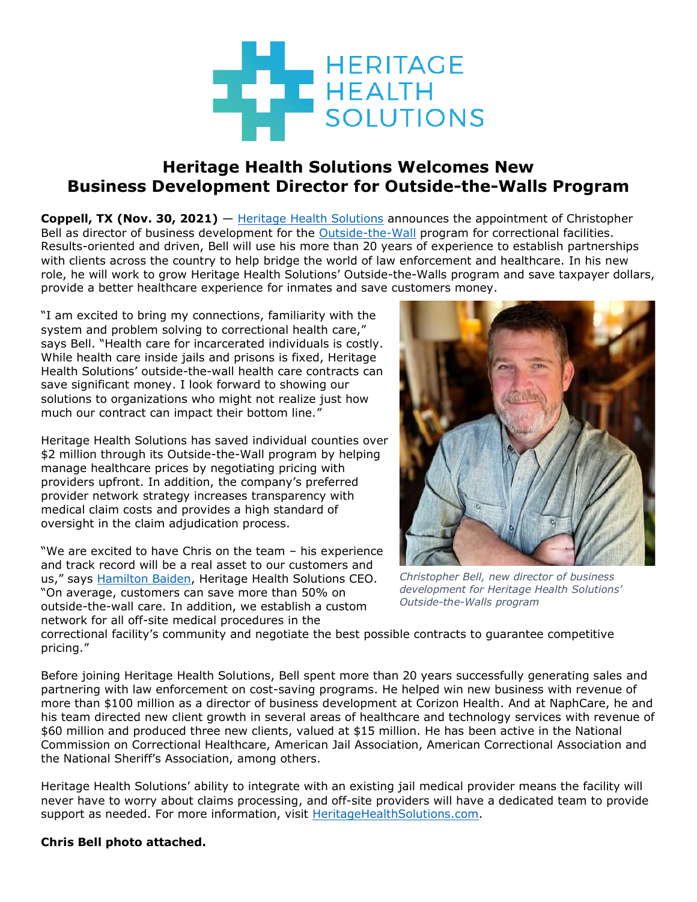HERITAGE HEALTH SOLUTIONS

# Heritage Health Solutions Welcomes New Business Development Director for Outside-the-Walls Program

**Coppell, TX (Nov. 30, 2021)** — [Heritage Health Solutions](HeritageHealthSolutions.com) announces the appointment of Christopher Bell as director of business development for the [Outside-the-Wall](Outside-the-Wall) program for correctional facilities. Results-oriented and driven, Bell will use his more than 20 years of experience to establish partnerships with clients across the country to help bridge the world of law enforcement and healthcare. In his new role, he will work to grow Heritage Health Solutions' Outside-the-Walls program and save taxpayer dollars, provide a better healthcare experience for inmates and save customers money.

"I am excited to bring my connections, familiarity with the system and problem solving to correctional health care," says Bell. "Health care for incarcerated individuals is costly. While health care inside jails and prisons is fixed, Heritage Health Solutions' outside-the-wall health care contracts can save significant money. I look forward to showing our solutions to organizations who might not realize just how much our contract can impact their bottom line."

*Christopher Bell, new director of business development for Heritage Health Solutions' Outside-the-Walls program*

Heritage Health Solutions has saved individual counties over $2 million through its Outside-the-Wall program by helping manage healthcare prices by negotiating pricing with providers upfront. In addition, the company's preferred provider network strategy increases transparency with medical claim costs and provides a high standard of oversight in the claim adjudication process.

"We are excited to have Chris on the team – his experience and track record will be a real asset to our customers and us," says [Hamilton Baiden](Hamilton Baiden), Heritage Health Solutions CEO. "On average, customers can save more than 50% on outside-the-wall care. In addition, we establish a custom network for all off-site medical procedures in the correctional facility's community and negotiate the best possible contracts to guarantee competitive pricing."

Before joining Heritage Health Solutions, Bell spent more than 20 years successfully generating sales and partnering with law enforcement on cost-saving programs. He helped win new business with revenue of more than $100 million as a director of business development at Corizon Health. And at NaphCare, he and his team directed new client growth in several areas of healthcare and technology services with revenue of $60 million and produced three new clients, valued at $15 million. He has been active in the National Commission on Correctional Healthcare, American Jail Association, American Correctional Association and the National Sheriff's Association, among others.

Heritage Health Solutions' ability to integrate with an existing jail medical provider means the facility will never have to worry about claims processing, and off-site providers will have a dedicated team to provide support as needed. For more information, visit [HeritageHealthSolutions.com](HeritageHealthSolutions.com).

**Chris Bell photo attached.**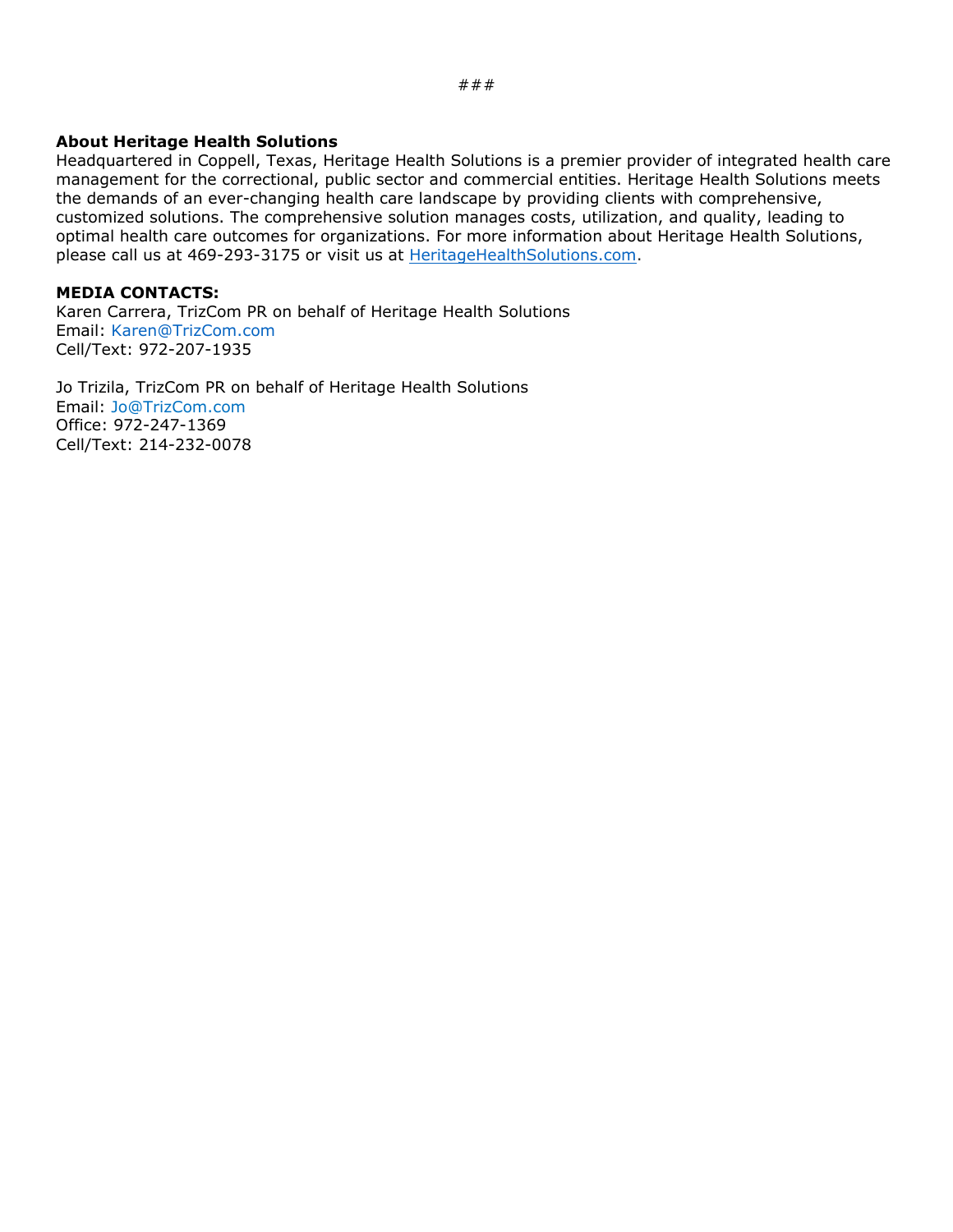###

**About Heritage Health Solutions**
Headquartered in Coppell, Texas, Heritage Health Solutions is a premier provider of integrated health care management for the correctional, public sector and commercial entities. Heritage Health Solutions meets the demands of an ever-changing health care landscape by providing clients with comprehensive, customized solutions. The comprehensive solution manages costs, utilization, and quality, leading to optimal health care outcomes for organizations. For more information about Heritage Health Solutions, please call us at 469-293-3175 or visit us at HeritageHealthSolutions.com.

**MEDIA CONTACTS:**
Karen Carrera, TrizCom PR on behalf of Heritage Health Solutions
Email: Karen@TrizCom.com
Cell/Text: 972-207-1935

Jo Trizila, TrizCom PR on behalf of Heritage Health Solutions
Email: Jo@TrizCom.com
Office: 972-247-1369
Cell/Text: 214-232-0078